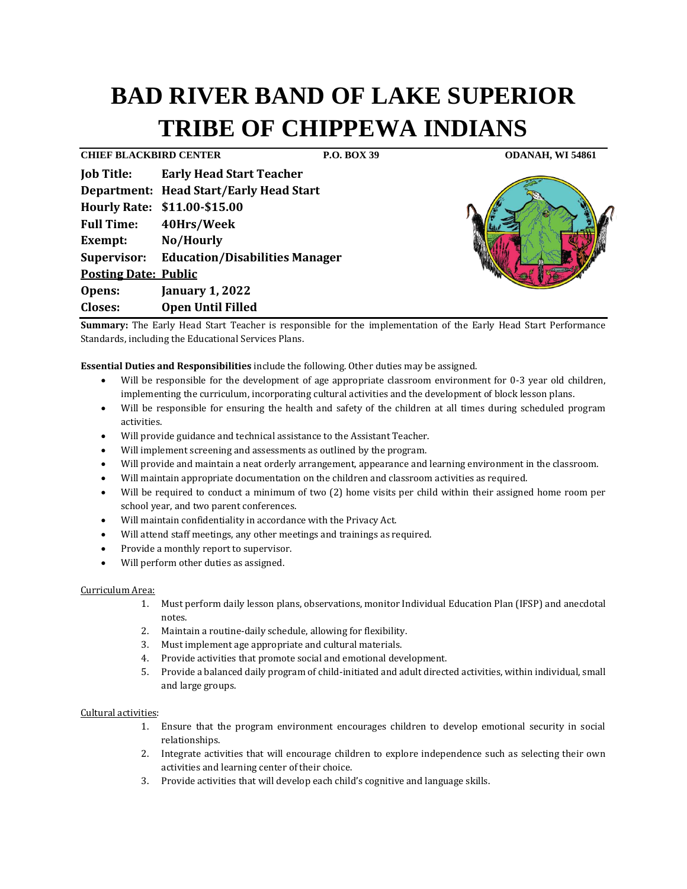# BAD RIVER BAND OF LAKE SUPERIOR TRIBE OF CHIPPEWA INDIANS

**CHIEF BLACKBIRD CENTER** **P.O. BOX 39** **ODANAH, WI 54861**

**Job Title:** **Early Head Start Teacher**
**Department:** **Head Start/Early Head Start**
**Hourly Rate:** **$11.00-$15.00**
**Full Time:** **40Hrs/Week**
**Exempt:** **No/Hourly**
**Supervisor:** **Education/Disabilities Manager**
**Posting Date: Public**
**Opens:** **January 1, 2022**
**Closes:** **Open Until Filled**

**Summary:** The Early Head Start Teacher is responsible for the implementation of the Early Head Start Performance Standards, including the Educational Services Plans.

**Essential Duties and Responsibilities** include the following. Other duties may be assigned.

- Will be responsible for the development of age appropriate classroom environment for 0-3 year old children, implementing the curriculum, incorporating cultural activities and the development of block lesson plans.
- Will be responsible for ensuring the health and safety of the children at all times during scheduled program activities.
- Will provide guidance and technical assistance to the Assistant Teacher.
- Will implement screening and assessments as outlined by the program.
- Will provide and maintain a neat orderly arrangement, appearance and learning environment in the classroom.
- Will maintain appropriate documentation on the children and classroom activities as required.
- Will be required to conduct a minimum of two (2) home visits per child within their assigned home room per school year, and two parent conferences.
- Will maintain confidentiality in accordance with the Privacy Act.
- Will attend staff meetings, any other meetings and trainings as required.
- Provide a monthly report to supervisor.
- Will perform other duties as assigned.

Curriculum Area:

1. Must perform daily lesson plans, observations, monitor Individual Education Plan (IFSP) and anecdotal notes.
2. Maintain a routine-daily schedule, allowing for flexibility.
3. Must implement age appropriate and cultural materials.
4. Provide activities that promote social and emotional development.
5. Provide a balanced daily program of child-initiated and adult directed activities, within individual, small and large groups.

Cultural activities:

1. Ensure that the program environment encourages children to develop emotional security in social relationships.
2. Integrate activities that will encourage children to explore independence such as selecting their own activities and learning center of their choice.
3. Provide activities that will develop each child's cognitive and language skills.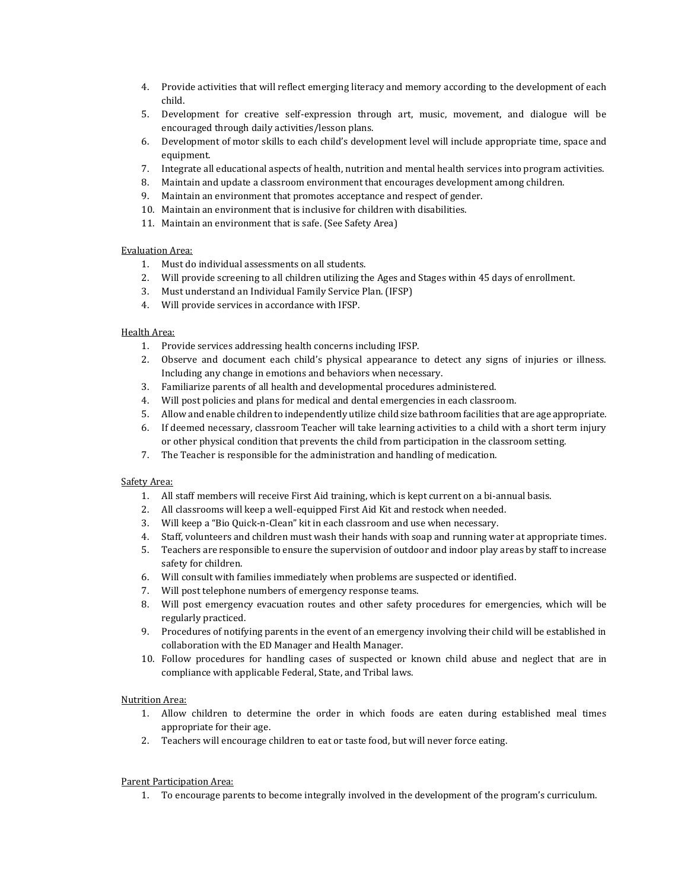4. Provide activities that will reflect emerging literacy and memory according to the development of each child.
5. Development for creative self-expression through art, music, movement, and dialogue will be encouraged through daily activities/lesson plans.
6. Development of motor skills to each child's development level will include appropriate time, space and equipment.
7. Integrate all educational aspects of health, nutrition and mental health services into program activities.
8. Maintain and update a classroom environment that encourages development among children.
9. Maintain an environment that promotes acceptance and respect of gender.
10. Maintain an environment that is inclusive for children with disabilities.
11. Maintain an environment that is safe. (See Safety Area)

<u>Evaluation Area:</u>

1. Must do individual assessments on all students.
2. Will provide screening to all children utilizing the Ages and Stages within 45 days of enrollment.
3. Must understand an Individual Family Service Plan. (IFSP)
4. Will provide services in accordance with IFSP.

<u>Health Area:</u>

1. Provide services addressing health concerns including IFSP.
2. Observe and document each child's physical appearance to detect any signs of injuries or illness. Including any change in emotions and behaviors when necessary.
3. Familiarize parents of all health and developmental procedures administered.
4. Will post policies and plans for medical and dental emergencies in each classroom.
5. Allow and enable children to independently utilize child size bathroom facilities that are age appropriate.
6. If deemed necessary, classroom Teacher will take learning activities to a child with a short term injury or other physical condition that prevents the child from participation in the classroom setting.
7. The Teacher is responsible for the administration and handling of medication.

<u>Safety Area:</u>

1. All staff members will receive First Aid training, which is kept current on a bi-annual basis.
2. All classrooms will keep a well-equipped First Aid Kit and restock when needed.
3. Will keep a "Bio Quick-n-Clean" kit in each classroom and use when necessary.
4. Staff, volunteers and children must wash their hands with soap and running water at appropriate times.
5. Teachers are responsible to ensure the supervision of outdoor and indoor play areas by staff to increase safety for children.
6. Will consult with families immediately when problems are suspected or identified.
7. Will post telephone numbers of emergency response teams.
8. Will post emergency evacuation routes and other safety procedures for emergencies, which will be regularly practiced.
9. Procedures of notifying parents in the event of an emergency involving their child will be established in collaboration with the ED Manager and Health Manager.
10. Follow procedures for handling cases of suspected or known child abuse and neglect that are in compliance with applicable Federal, State, and Tribal laws.

<u>Nutrition Area:</u>

1. Allow children to determine the order in which foods are eaten during established meal times appropriate for their age.
2. Teachers will encourage children to eat or taste food, but will never force eating.

<u>Parent Participation Area:</u>

1. To encourage parents to become integrally involved in the development of the program's curriculum.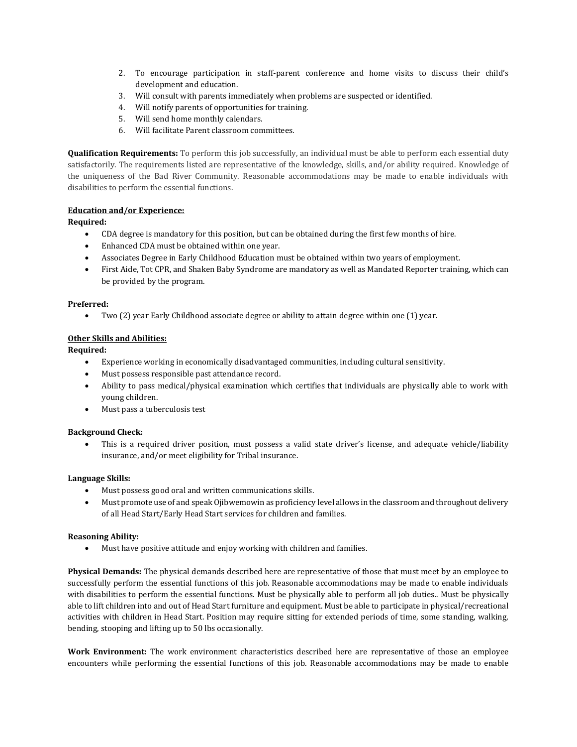2. To encourage participation in staff-parent conference and home visits to discuss their child's development and education.
3. Will consult with parents immediately when problems are suspected or identified.
4. Will notify parents of opportunities for training.
5. Will send home monthly calendars.
6. Will facilitate Parent classroom committees.

**Qualification Requirements:** To perform this job successfully, an individual must be able to perform each essential duty satisfactorily. The requirements listed are representative of the knowledge, skills, and/or ability required. Knowledge of the uniqueness of the Bad River Community. Reasonable accommodations may be made to enable individuals with disabilities to perform the essential functions.

**Education and/or Experience:**

**Required:**

- CDA degree is mandatory for this position, but can be obtained during the first few months of hire.
- Enhanced CDA must be obtained within one year.
- Associates Degree in Early Childhood Education must be obtained within two years of employment.
- First Aide, Tot CPR, and Shaken Baby Syndrome are mandatory as well as Mandated Reporter training, which can be provided by the program.

**Preferred:**

- Two (2) year Early Childhood associate degree or ability to attain degree within one (1) year.

**Other Skills and Abilities:**

**Required:**

- Experience working in economically disadvantaged communities, including cultural sensitivity.
- Must possess responsible past attendance record.
- Ability to pass medical/physical examination which certifies that individuals are physically able to work with young children.
- Must pass a tuberculosis test

**Background Check:**

- This is a required driver position, must possess a valid state driver's license, and adequate vehicle/liability insurance, and/or meet eligibility for Tribal insurance.

**Language Skills:**

- Must possess good oral and written communications skills.
- Must promote use of and speak Ojibwemowin as proficiency level allows in the classroom and throughout delivery of all Head Start/Early Head Start services for children and families.

**Reasoning Ability:**

- Must have positive attitude and enjoy working with children and families.

**Physical Demands:** The physical demands described here are representative of those that must meet by an employee to successfully perform the essential functions of this job. Reasonable accommodations may be made to enable individuals with disabilities to perform the essential functions. Must be physically able to perform all job duties.. Must be physically able to lift children into and out of Head Start furniture and equipment. Must be able to participate in physical/recreational activities with children in Head Start. Position may require sitting for extended periods of time, some standing, walking, bending, stooping and lifting up to 50 lbs occasionally.

**Work Environment:** The work environment characteristics described here are representative of those an employee encounters while performing the essential functions of this job. Reasonable accommodations may be made to enable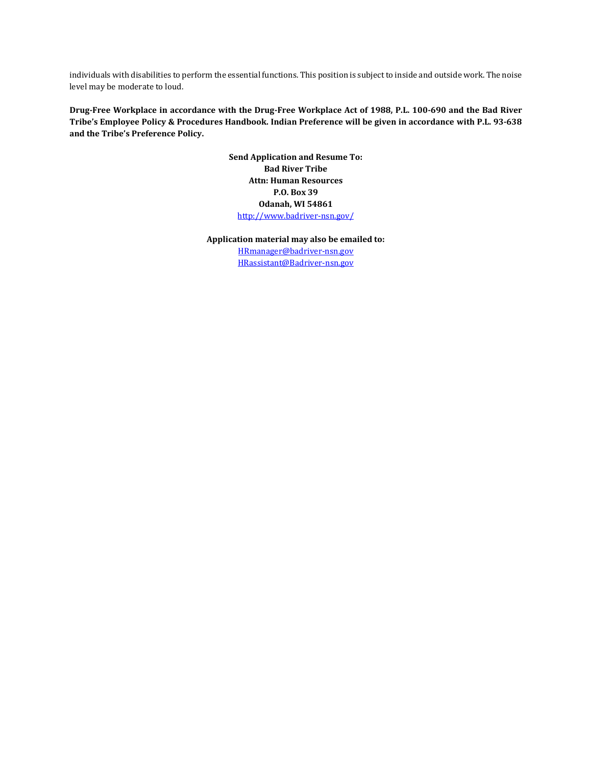individuals with disabilities to perform the essential functions. This position is subject to inside and outside work. The noise level may be moderate to loud.

**Drug-Free Workplace in accordance with the Drug-Free Workplace Act of 1988, P.L. 100-690 and the Bad River Tribe's Employee Policy & Procedures Handbook. Indian Preference will be given in accordance with P.L. 93-638 and the Tribe's Preference Policy.**

**Send Application and Resume To:**
**Bad River Tribe**
**Attn: Human Resources**
**P.O. Box 39**
**Odanah, WI 54861**
[http://www.badriver-nsn.gov/](http://www.badriver-nsn.gov/)

**Application material may also be emailed to:**
[HRmanager@badriver-nsn.gov](mailto:HRmanager@badriver-nsn.gov)
[HRassistant@Badriver-nsn.gov](mailto:HRassistant@Badriver-nsn.gov)